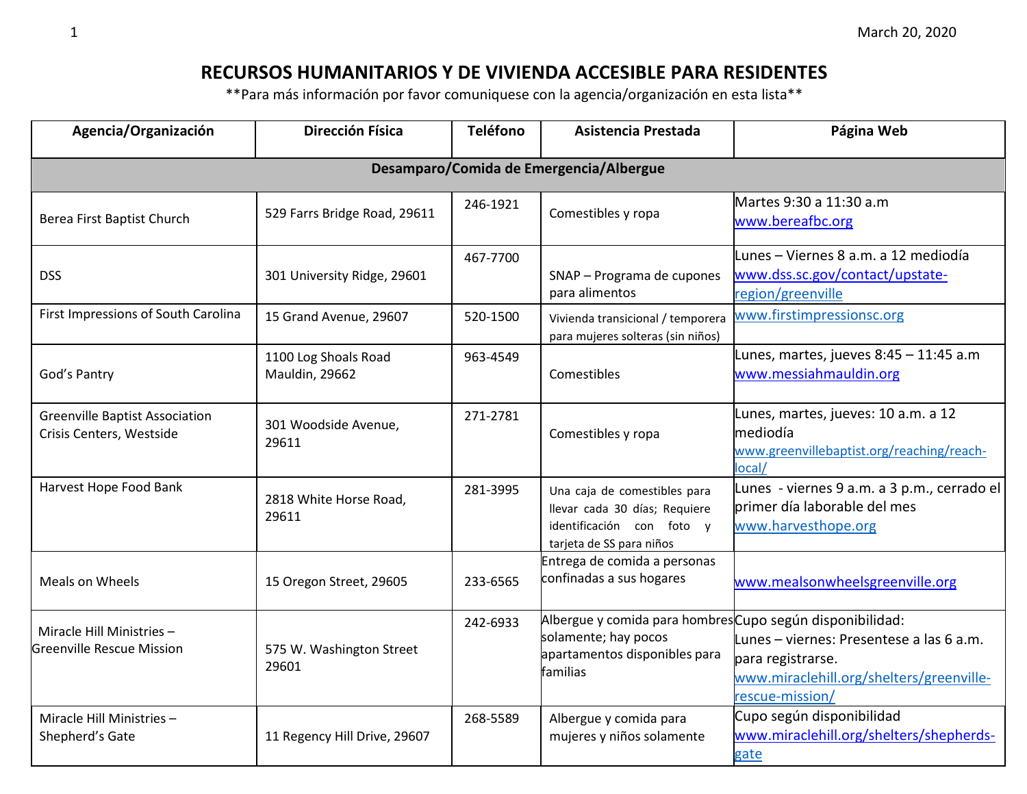# RECURSOS HUMANITARIOS Y DE VIVIENDA ACCESIBLE PARA RESIDENTES

**Para más información por favor comuniquese con la agencia/organización en esta lista**

| Agencia/Organización | Dirección Física | Teléfono | Asistencia Prestada | Página Web |
|---|---|---|---|---|
| **Desamparo/Comida de Emergencia/Albergue** | | | | |
| Berea First Baptist Church | 529 Farrs Bridge Road, 29611 | 246-1921 | Comestibles y ropa | Martes 9:30 a 11:30 a.m www.bereafbc.org |
| DSS | 301 University Ridge, 29601 | 467-7700 | SNAP – Programa de cupones para alimentos | Lunes – Viernes 8 a.m. a 12 mediodía www.dss.sc.gov/contact/upstate-region/greenville |
| First Impressions of South Carolina | 15 Grand Avenue, 29607 | 520-1500 | Vivienda transicional / temporera para mujeres solteras (sin niños) | www.firstimpressionsc.org |
| God's Pantry | 1100 Log Shoals Road Mauldin, 29662 | 963-4549 | Comestibles | Lunes, martes, jueves 8:45 – 11:45 a.m www.messiahmauldin.org |
| Greenville Baptist Association Crisis Centers, Westside | 301 Woodside Avenue, 29611 | 271-2781 | Comestibles y ropa | Lunes, martes, jueves: 10 a.m. a 12 mediodía www.greenvillebaptist.org/reaching/reach-local/ |
| Harvest Hope Food Bank | 2818 White Horse Road, 29611 | 281-3995 | Una caja de comestibles para llevar cada 30 días; Requiere identificación con foto y tarjeta de SS para niños | Lunes - viernes 9 a.m. a 3 p.m., cerrado el primer día laborable del mes www.harvesthope.org |
| Meals on Wheels | 15 Oregon Street, 29605 | 233-6565 | Entrega de comida a personas confinadas a sus hogares | www.mealsonwheelsgreenville.org |
| Miracle Hill Ministries – Greenville Rescue Mission | 575 W. Washington Street 29601 | 242-6933 | Albergue y comida para hombres solamente; hay pocos apartamentos disponibles para familias | Cupo según disponibilidad: Lunes – viernes: Presentese a las 6 a.m. para registrarse. www.miraclehill.org/shelters/greenville-rescue-mission/ |
| Miracle Hill Ministries – Shepherd's Gate | 11 Regency Hill Drive, 29607 | 268-5589 | Albergue y comida para mujeres y niños solamente | Cupo según disponibilidad www.miraclehill.org/shelters/shepherds-gate |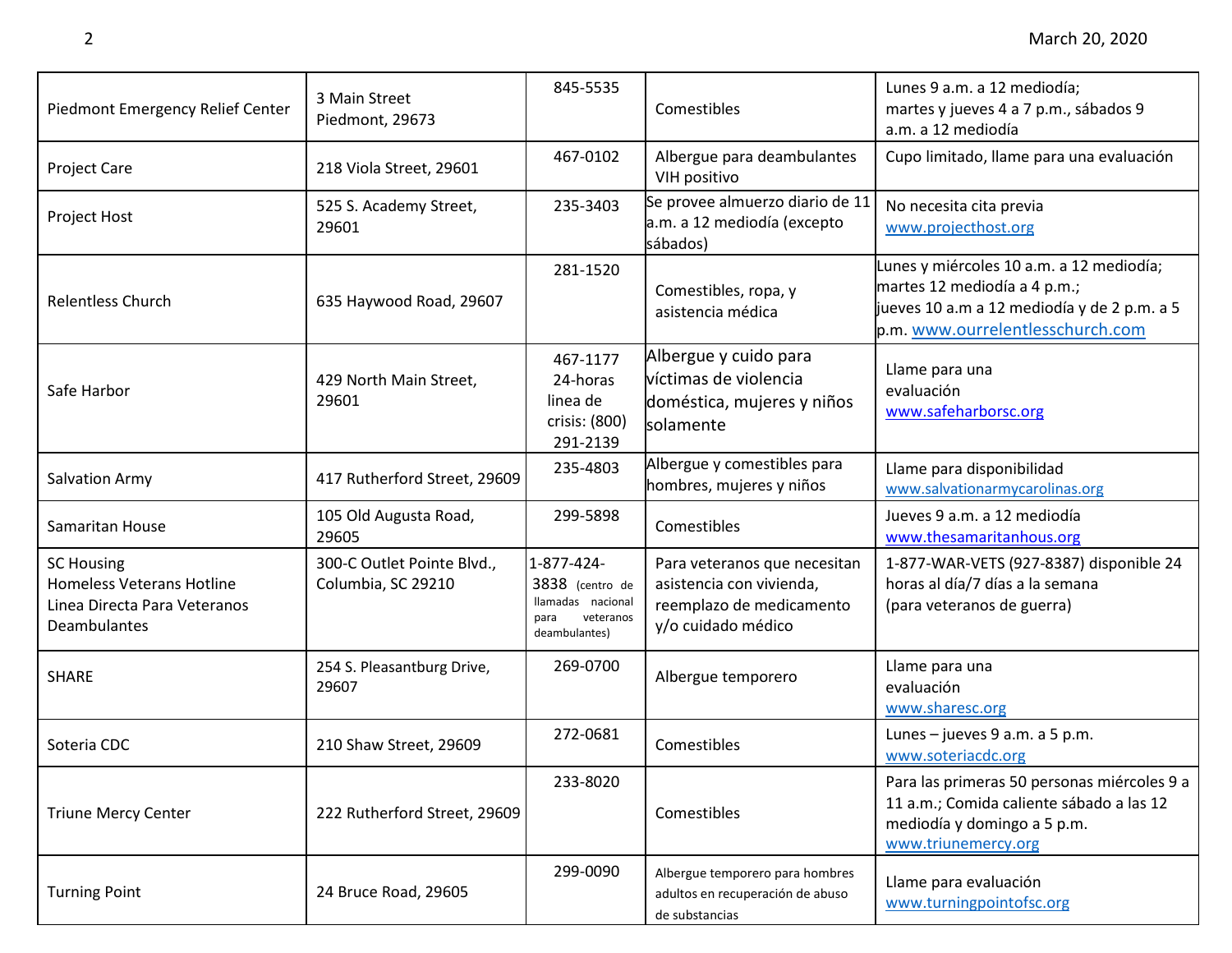| | | | | |
|---|---|---|---|---|
| Piedmont Emergency Relief Center | 3 Main Street Piedmont, 29673 | 845-5535 | Comestibles | Lunes 9 a.m. a 12 mediodía; martes y jueves 4 a 7 p.m., sábados 9 a.m. a 12 mediodía |
| Project Care | 218 Viola Street, 29601 | 467-0102 | Albergue para deambulantes VIH positivo | Cupo limitado, llame para una evaluación |
| Project Host | 525 S. Academy Street, 29601 | 235-3403 | Se provee almuerzo diario de 11 a.m. a 12 mediodía (excepto sábados) | No necesita cita previa www.projecthost.org |
| Relentless Church | 635 Haywood Road, 29607 | 281-1520 | Comestibles, ropa, y asistencia médica | Lunes y miércoles 10 a.m. a 12 mediodía; martes 12 mediodía a 4 p.m.; jueves 10 a.m a 12 mediodía y de 2 p.m. a 5 p.m. www.ourrelentlesschurch.com |
| Safe Harbor | 429 North Main Street, 29601 | 467-1177 24-horas linea de crisis: (800) 291-2139 | Albergue y cuido para víctimas de violencia doméstica, mujeres y niños solamente | Llame para una evaluación www.safeharborsc.org |
| Salvation Army | 417 Rutherford Street, 29609 | 235-4803 | Albergue y comestibles para hombres, mujeres y niños | Llame para disponibilidad www.salvationarmycarolinas.org |
| Samaritan House | 105 Old Augusta Road, 29605 | 299-5898 | Comestibles | Jueves 9 a.m. a 12 mediodía www.thesamaritanhous.org |
| SC Housing Homeless Veterans Hotline Linea Directa Para Veteranos Deambulantes | 300-C Outlet Pointe Blvd., Columbia, SC 29210 | 1-877-424-3838 (centro de llamadas nacional para veteranos deambulantes) | Para veteranos que necesitan asistencia con vivienda, reemplazo de medicamento y/o cuidado médico | 1-877-WAR-VETS (927-8387) disponible 24 horas al día/7 días a la semana (para veteranos de guerra) |
| SHARE | 254 S. Pleasantburg Drive, 29607 | 269-0700 | Albergue temporero | Llame para una evaluación www.sharesc.org |
| Soteria CDC | 210 Shaw Street, 29609 | 272-0681 | Comestibles | Lunes – jueves 9 a.m. a 5 p.m. www.soteriacdc.org |
| Triune Mercy Center | 222 Rutherford Street, 29609 | 233-8020 | Comestibles | Para las primeras 50 personas miércoles 9 a 11 a.m.; Comida caliente sábado a las 12 mediodía y domingo a 5 p.m. www.triunemercy.org |
| Turning Point | 24 Bruce Road, 29605 | 299-0090 | Albergue temporero para hombres adultos en recuperación de abuso de substancias | Llame para evaluación www.turningpointofsc.org |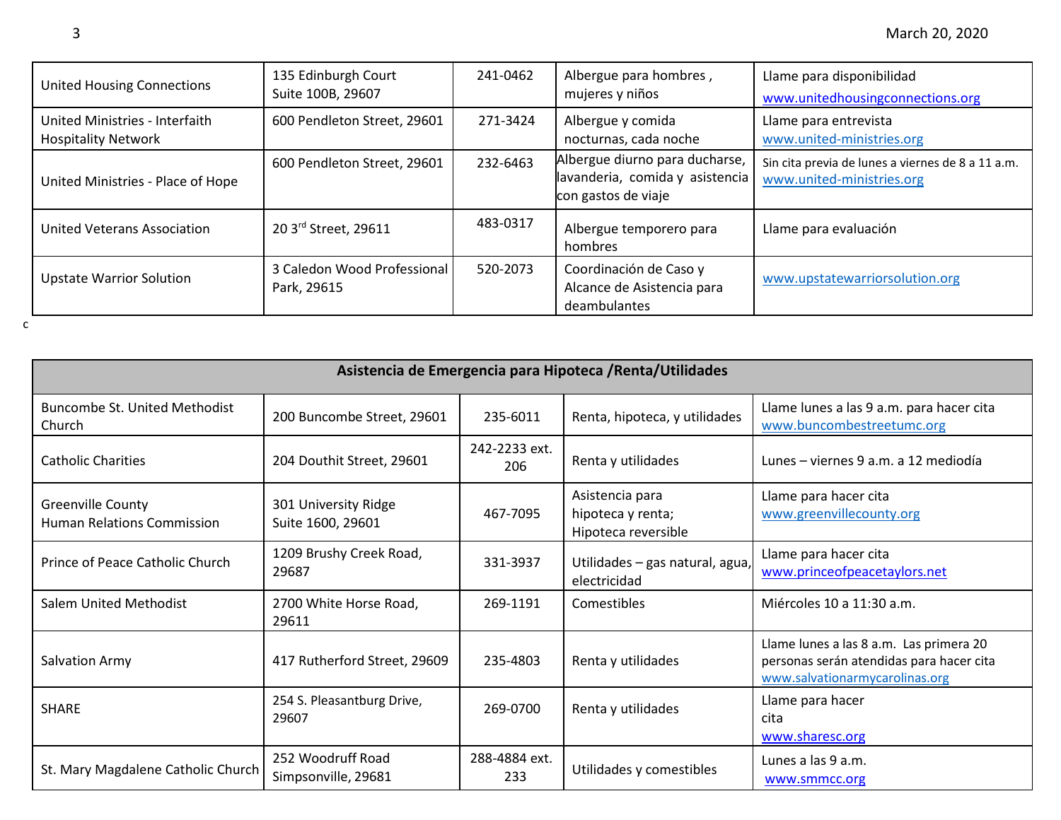| | | | | |
|---|---|---|---|---|
| United Housing Connections | 135 Edinburgh Court Suite 100B, 29607 | 241-0462 | Albergue para hombres , mujeres y niños | Llame para disponibilidad www.unitedhousingconnections.org |
| United Ministries - Interfaith Hospitality Network | 600 Pendleton Street, 29601 | 271-3424 | Albergue y comida nocturnas, cada noche | Llame para entrevista www.united-ministries.org |
| United Ministries - Place of Hope | 600 Pendleton Street, 29601 | 232-6463 | Albergue diurno para ducharse, lavandería, comida y asistencia con gastos de viaje | Sin cita previa de lunes a viernes de 8 a 11 a.m. www.united-ministries.org |
| United Veterans Association | 20 3rd Street, 29611 | 483-0317 | Albergue temporero para hombres | Llame para evaluación |
| Upstate Warrior Solution | 3 Caledon Wood Professional Park, 29615 | 520-2073 | Coordinación de Caso y Alcance de Asistencia para deambulantes | www.upstatewarriorsolution.org |

c

| Asistencia de Emergencia para Hipoteca /Renta/Utilidades | | | | |
|---|---|---|---|---|
| Buncombe St. United Methodist Church | 200 Buncombe Street, 29601 | 235-6011 | Renta, hipoteca, y utilidades | Llame lunes a las 9 a.m. para hacer cita www.buncombestreetumc.org |
| Catholic Charities | 204 Douthit Street, 29601 | 242-2233 ext. 206 | Renta y utilidades | Lunes – viernes 9 a.m. a 12 mediodía |
| Greenville County Human Relations Commission | 301 University Ridge Suite 1600, 29601 | 467-7095 | Asistencia para hipoteca y renta; Hipoteca reversible | Llame para hacer cita www.greenvillecounty.org |
| Prince of Peace Catholic Church | 1209 Brushy Creek Road, 29687 | 331-3937 | Utilidades – gas natural, agua, electricidad | Llame para hacer cita www.princeofpeacetaylors.net |
| Salem United Methodist | 2700 White Horse Road, 29611 | 269-1191 | Comestibles | Miércoles 10 a 11:30 a.m. |
| Salvation Army | 417 Rutherford Street, 29609 | 235-4803 | Renta y utilidades | Llame lunes a las 8 a.m. Las primera 20 personas serán atendidas para hacer cita www.salvationarmycarolinas.org |
| SHARE | 254 S. Pleasantburg Drive, 29607 | 269-0700 | Renta y utilidades | Llame para hacer cita www.sharesc.org |
| St. Mary Magdalene Catholic Church | 252 Woodruff Road Simpsonville, 29681 | 288-4884 ext. 233 | Utilidades y comestibles | Lunes a las 9 a.m. www.smmcc.org |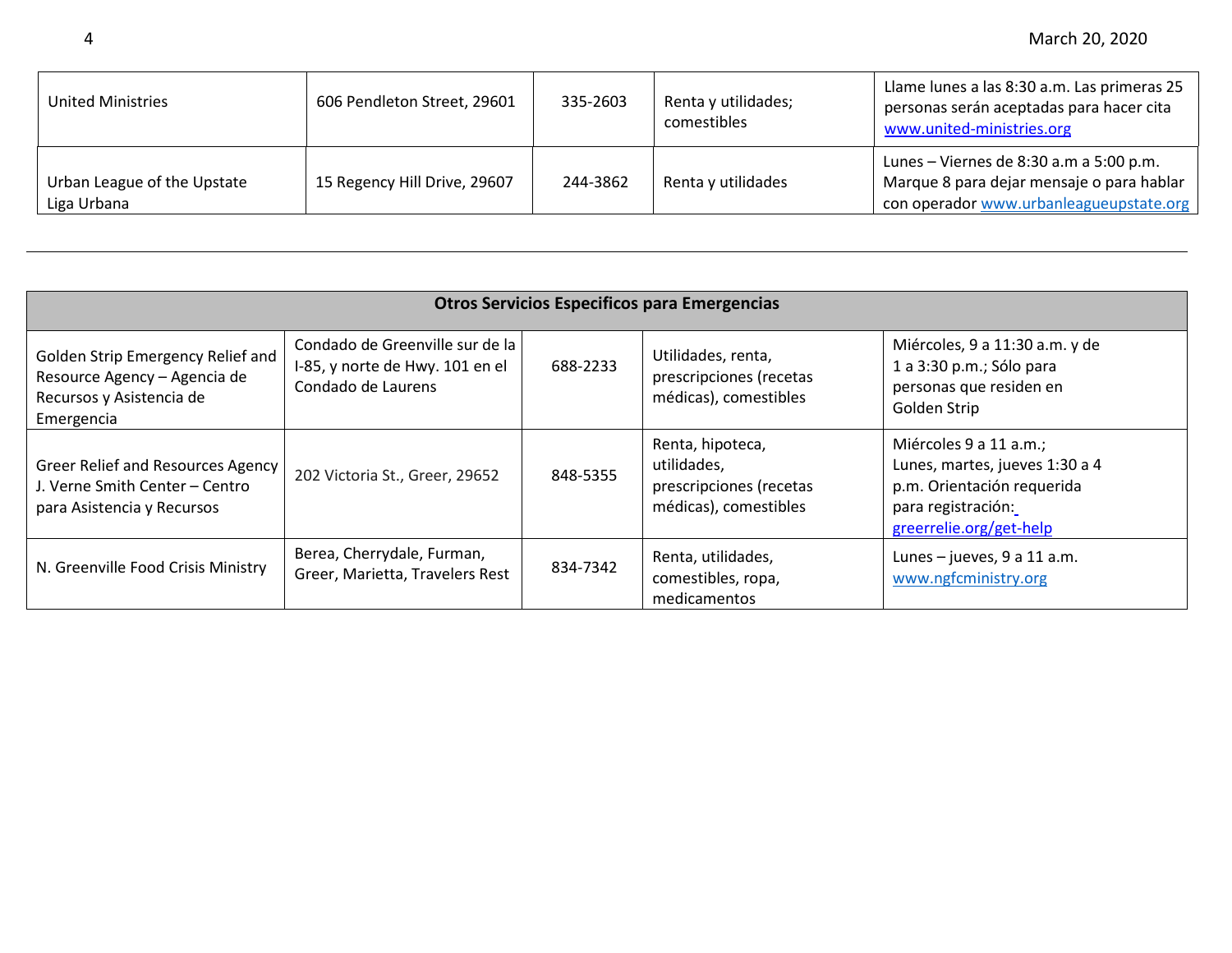| | | | | |
|---|---|---|---|---|
| United Ministries | 606 Pendleton Street, 29601 | 335-2603 | Renta y utilidades; comestibles | Llame lunes a las 8:30 a.m. Las primeras 25 personas serán aceptadas para hacer cita www.united-ministries.org |
| Urban League of the Upstate Liga Urbana | 15 Regency Hill Drive, 29607 | 244-3862 | Renta y utilidades | Lunes – Viernes de 8:30 a.m a 5:00 p.m. Marque 8 para dejar mensaje o para hablar con operador www.urbanleagueupstate.org |

---

| Otros Servicios Especificos para Emergencias | | | | |
|---|---|---|---|---|
| Golden Strip Emergency Relief and Resource Agency – Agencia de Recursos y Asistencia de Emergencia | Condado de Greenville sur de la I-85, y norte de Hwy. 101 en el Condado de Laurens | 688-2233 | Utilidades, renta, prescripciones (recetas médicas), comestibles | Miércoles, 9 a 11:30 a.m. y de 1 a 3:30 p.m.; Sólo para personas que residen en Golden Strip |
| Greer Relief and Resources Agency J. Verne Smith Center – Centro para Asistencia y Recursos | 202 Victoria St., Greer, 29652 | 848-5355 | Renta, hipoteca, utilidades, prescripciones (recetas médicas), comestibles | Miércoles 9 a 11 a.m.; Lunes, martes, jueves 1:30 a 4 p.m. Orientación requerida para registración: greerrelie.org/get-help |
| N. Greenville Food Crisis Ministry | Berea, Cherrydale, Furman, Greer, Marietta, Travelers Rest | 834-7342 | Renta, utilidades, comestibles, ropa, medicamentos | Lunes – jueves, 9 a 11 a.m. www.ngfcministry.org |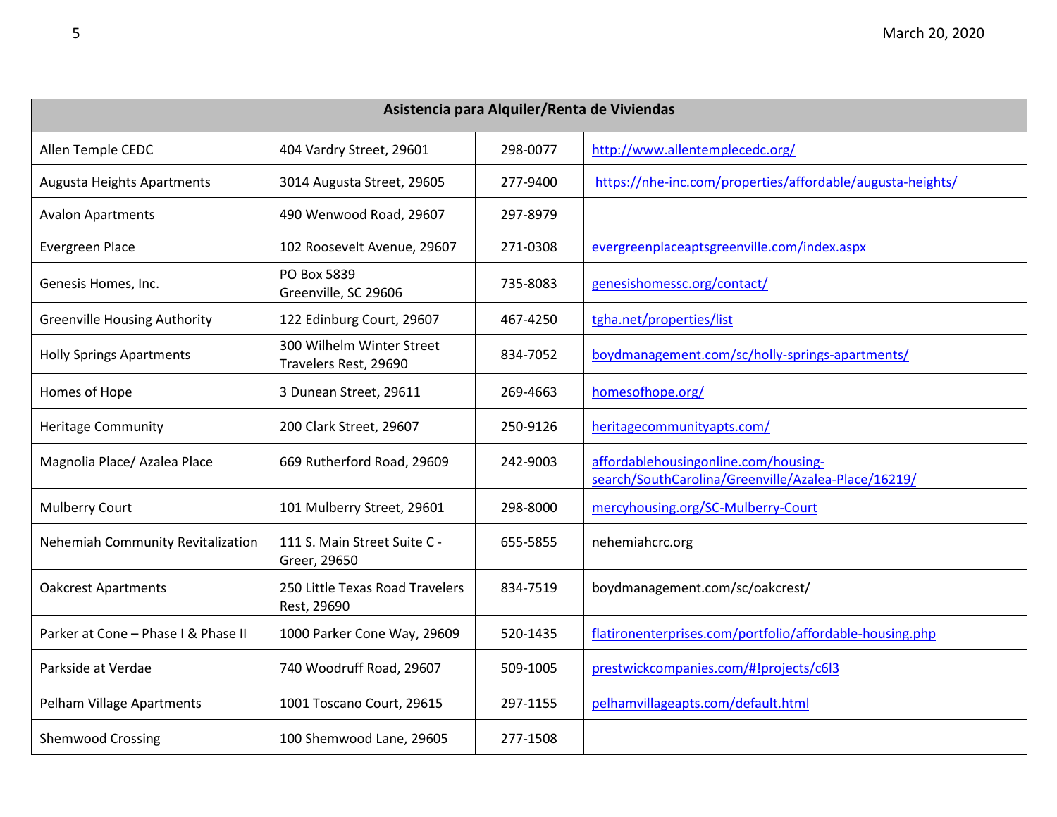| Asistencia para Alquiler/Renta de Viviendas | | | |
|---|---|---|---|
| Allen Temple CEDC | 404 Vardry Street, 29601 | 298-0077 | http://www.allentemplecedc.org/ |
| Augusta Heights Apartments | 3014 Augusta Street, 29605 | 277-9400 | https://nhe-inc.com/properties/affordable/augusta-heights/ |
| Avalon Apartments | 490 Wenwood Road, 29607 | 297-8979 | |
| Evergreen Place | 102 Roosevelt Avenue, 29607 | 271-0308 | evergreenplaceaptsgreenville.com/index.aspx |
| Genesis Homes, Inc. | PO Box 5839 Greenville, SC 29606 | 735-8083 | genesishomessc.org/contact/ |
| Greenville Housing Authority | 122 Edinburg Court, 29607 | 467-4250 | tgha.net/properties/list |
| Holly Springs Apartments | 300 Wilhelm Winter Street Travelers Rest, 29690 | 834-7052 | boydmanagement.com/sc/holly-springs-apartments/ |
| Homes of Hope | 3 Dunean Street, 29611 | 269-4663 | homesofhope.org/ |
| Heritage Community | 200 Clark Street, 29607 | 250-9126 | heritagecommunityapts.com/ |
| Magnolia Place/ Azalea Place | 669 Rutherford Road, 29609 | 242-9003 | affordablehousingonline.com/housing-search/SouthCarolina/Greenville/Azalea-Place/16219/ |
| Mulberry Court | 101 Mulberry Street, 29601 | 298-8000 | mercyhousing.org/SC-Mulberry-Court |
| Nehemiah Community Revitalization | 111 S. Main Street Suite C - Greer, 29650 | 655-5855 | nehemiahcrc.org |
| Oakcrest Apartments | 250 Little Texas Road Travelers Rest, 29690 | 834-7519 | boydmanagement.com/sc/oakcrest/ |
| Parker at Cone – Phase I & Phase II | 1000 Parker Cone Way, 29609 | 520-1435 | flatironenterprises.com/portfolio/affordable-housing.php |
| Parkside at Verdae | 740 Woodruff Road, 29607 | 509-1005 | prestwickcompanies.com/#!projects/c6l3 |
| Pelham Village Apartments | 1001 Toscano Court, 29615 | 297-1155 | pelhamvillageapts.com/default.html |
| Shemwood Crossing | 100 Shemwood Lane, 29605 | 277-1508 | |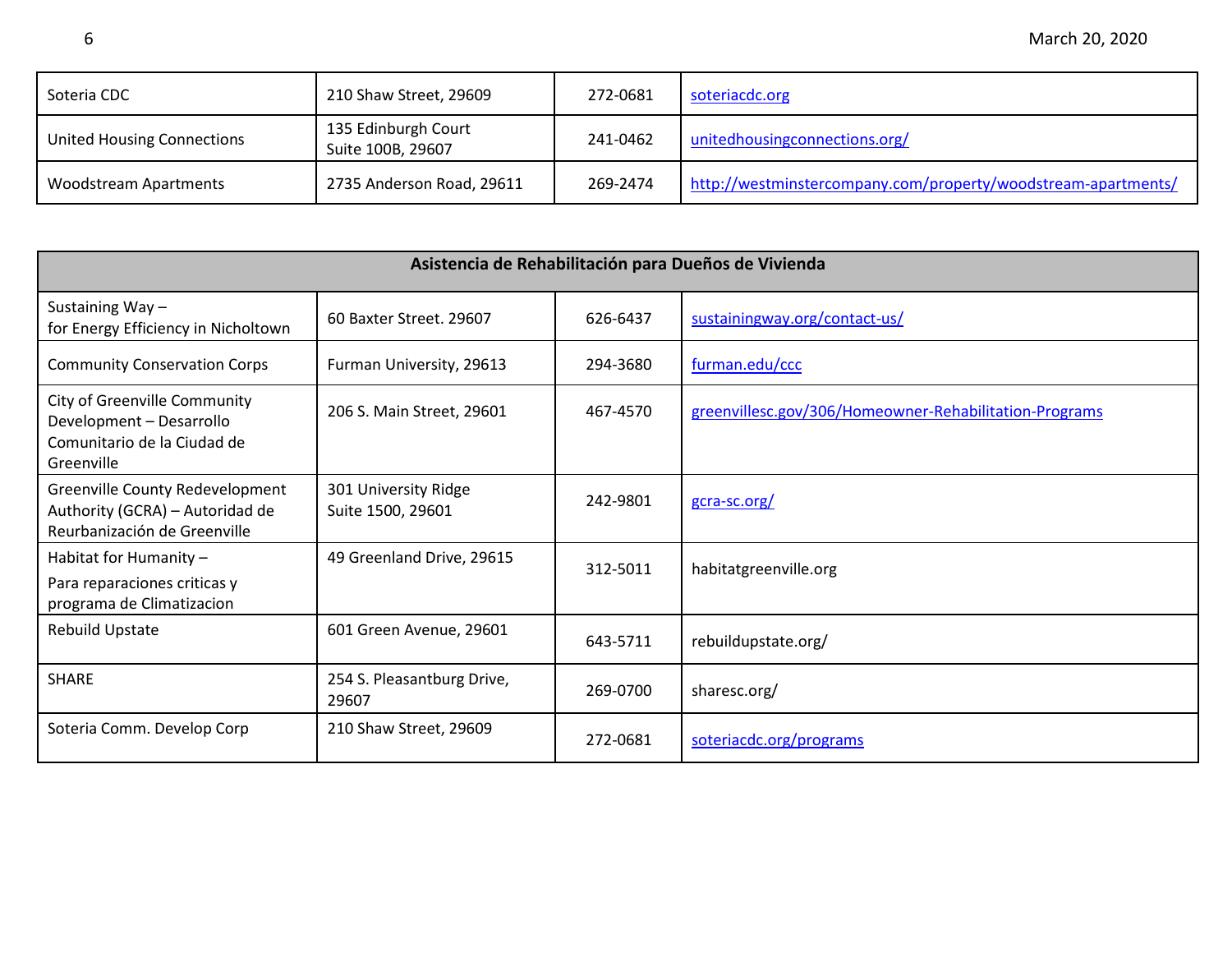| | | | |
|---|---|---|---|
| Soteria CDC | 210 Shaw Street, 29609 | 272-0681 | soteriacdc.org |
| United Housing Connections | 135 Edinburgh Court Suite 100B, 29607 | 241-0462 | unitedhousingconnections.org/ |
| Woodstream Apartments | 2735 Anderson Road, 29611 | 269-2474 | http://westminstercompany.com/property/woodstream-apartments/ |

| **Asistencia de Rehabilitación para Dueños de Vivienda** | | | |
|---|---|---|---|
| Sustaining Way – for Energy Efficiency in Nicholtown | 60 Baxter Street. 29607 | 626-6437 | sustainingway.org/contact-us/ |
| Community Conservation Corps | Furman University, 29613 | 294-3680 | furman.edu/ccc |
| City of Greenville Community Development – Desarrollo Comunitario de la Ciudad de Greenville | 206 S. Main Street, 29601 | 467-4570 | greenvillesc.gov/306/Homeowner-Rehabilitation-Programs |
| Greenville County Redevelopment Authority (GCRA) – Autoridad de Reurbanización de Greenville | 301 University Ridge Suite 1500, 29601 | 242-9801 | gcra-sc.org/ |
| Habitat for Humanity – Para reparaciones criticas y programa de Climatizacion | 49 Greenland Drive, 29615 | 312-5011 | habitatgreenville.org |
| Rebuild Upstate | 601 Green Avenue, 29601 | 643-5711 | rebuildupstate.org/ |
| SHARE | 254 S. Pleasantburg Drive, 29607 | 269-0700 | sharesc.org/ |
| Soteria Comm. Develop Corp | 210 Shaw Street, 29609 | 272-0681 | soteriacdc.org/programs |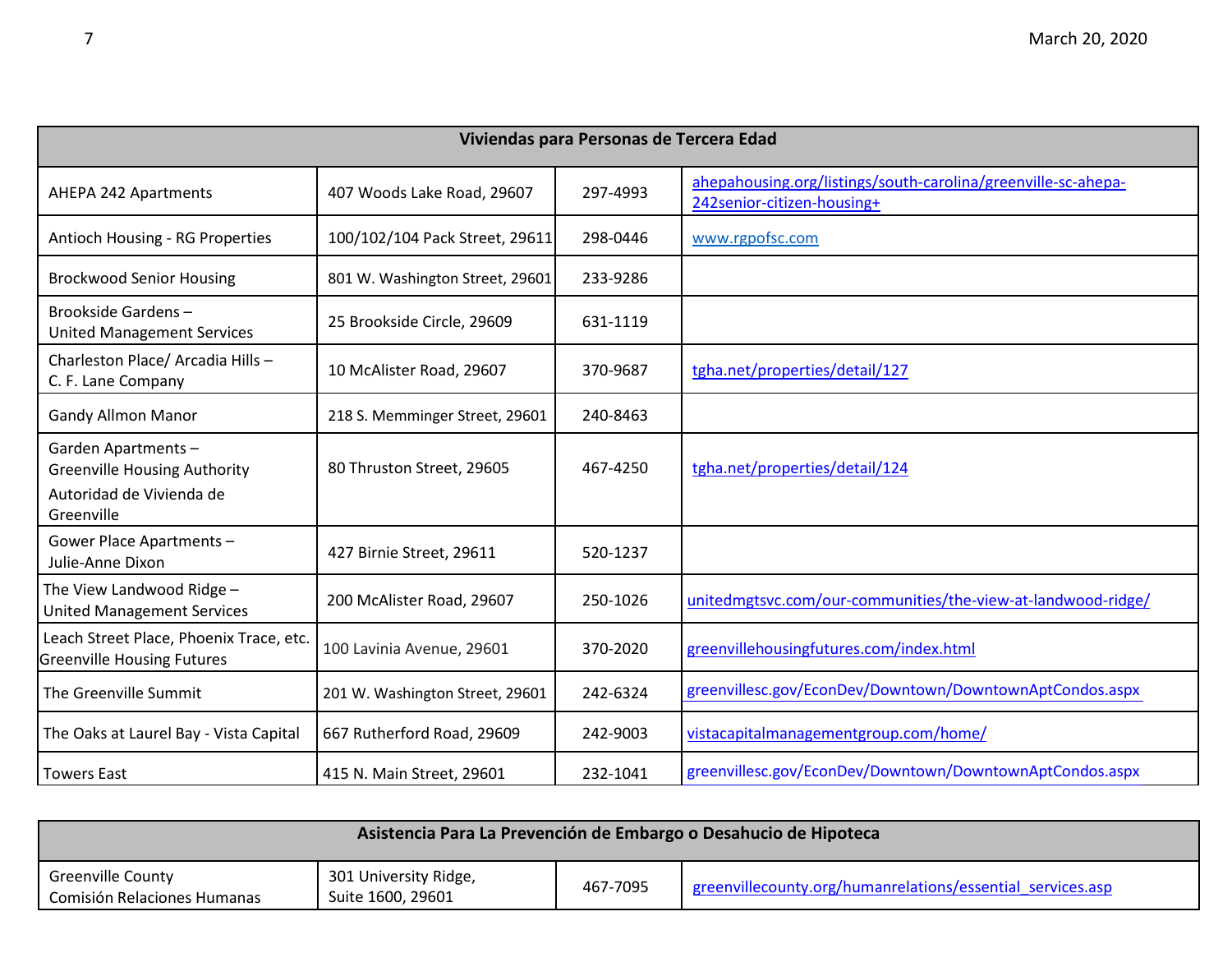| Viviendas para Personas de Tercera Edad | | | |
|---|---|---|---|
| AHEPA 242 Apartments | 407 Woods Lake Road, 29607 | 297-4993 | ahepahousing.org/listings/south-carolina/greenville-sc-ahepa-242senior-citizen-housing+ |
| Antioch Housing - RG Properties | 100/102/104 Pack Street, 29611 | 298-0446 | www.rgpofsc.com |
| Brockwood Senior Housing | 801 W. Washington Street, 29601 | 233-9286 | |
| Brookside Gardens – United Management Services | 25 Brookside Circle, 29609 | 631-1119 | |
| Charleston Place/ Arcadia Hills – C. F. Lane Company | 10 McAlister Road, 29607 | 370-9687 | tgha.net/properties/detail/127 |
| Gandy Allmon Manor | 218 S. Memminger Street, 29601 | 240-8463 | |
| Garden Apartments – Greenville Housing Authority Autoridad de Vivienda de Greenville | 80 Thruston Street, 29605 | 467-4250 | tgha.net/properties/detail/124 |
| Gower Place Apartments – Julie-Anne Dixon | 427 Birnie Street, 29611 | 520-1237 | |
| The View Landwood Ridge – United Management Services | 200 McAlister Road, 29607 | 250-1026 | unitedmgtsvc.com/our-communities/the-view-at-landwood-ridge/ |
| Leach Street Place, Phoenix Trace, etc. Greenville Housing Futures | 100 Lavinia Avenue, 29601 | 370-2020 | greenvillehousingfutures.com/index.html |
| The Greenville Summit | 201 W. Washington Street, 29601 | 242-6324 | greenvillesc.gov/EconDev/Downtown/DowntownAptCondos.aspx |
| The Oaks at Laurel Bay - Vista Capital | 667 Rutherford Road, 29609 | 242-9003 | vistacapitalmanagementgroup.com/home/ |
| Towers East | 415 N. Main Street, 29601 | 232-1041 | greenvillesc.gov/EconDev/Downtown/DowntownAptCondos.aspx |

| Asistencia Para La Prevención de Embargo o Desahucio de Hipoteca | | | |
|---|---|---|---|
| Greenville County Comisión Relaciones Humanas | 301 University Ridge, Suite 1600, 29601 | 467-7095 | greenvillecounty.org/humanrelations/essential_services.asp |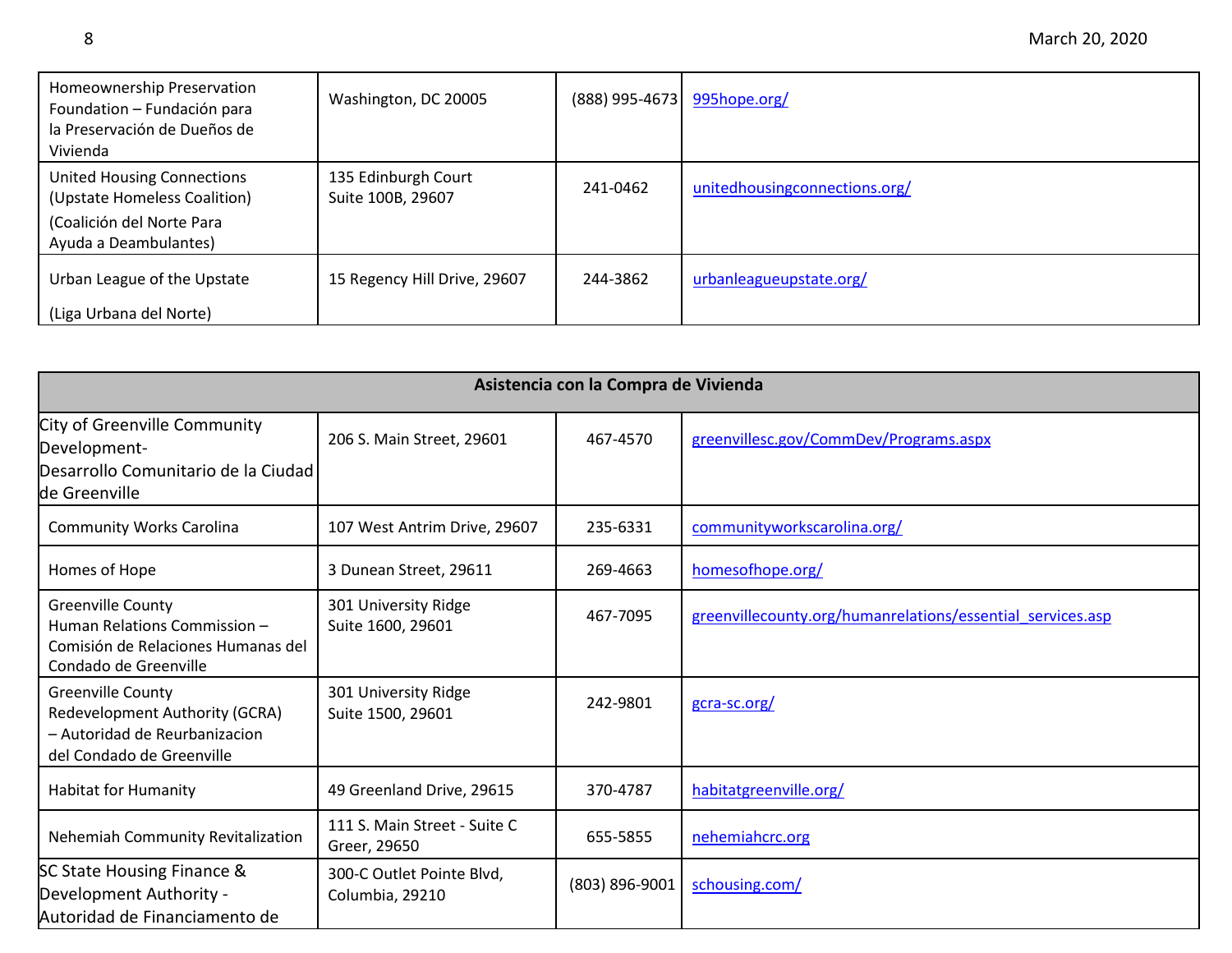| | | | |
|---|---|---|---|
| Homeownership Preservation Foundation – Fundación para la Preservación de Dueños de Vivienda | Washington, DC 20005 | (888) 995-4673 | 995hope.org/ |
| United Housing Connections (Upstate Homeless Coalition) (Coalición del Norte Para Ayuda a Deambulantes) | 135 Edinburgh Court Suite 100B, 29607 | 241-0462 | unitedhousingconnections.org/ |
| Urban League of the Upstate (Liga Urbana del Norte) | 15 Regency Hill Drive, 29607 | 244-3862 | urbanleagueupstate.org/ |

| **Asistencia con la Compra de Vivienda** | | | |
|---|---|---|---|
| City of Greenville Community Development- Desarrollo Comunitario de la Ciudad de Greenville | 206 S. Main Street, 29601 | 467-4570 | greenvillesc.gov/CommDev/Programs.aspx |
| Community Works Carolina | 107 West Antrim Drive, 29607 | 235-6331 | communityworkscarolina.org/ |
| Homes of Hope | 3 Dunean Street, 29611 | 269-4663 | homesofhope.org/ |
| Greenville County Human Relations Commission – Comisión de Relaciones Humanas del Condado de Greenville | 301 University Ridge Suite 1600, 29601 | 467-7095 | greenvillecounty.org/humanrelations/essential_services.asp |
| Greenville County Redevelopment Authority (GCRA) – Autoridad de Reurbanizacion del Condado de Greenville | 301 University Ridge Suite 1500, 29601 | 242-9801 | gcra-sc.org/ |
| Habitat for Humanity | 49 Greenland Drive, 29615 | 370-4787 | habitatgreenville.org/ |
| Nehemiah Community Revitalization | 111 S. Main Street - Suite C Greer, 29650 | 655-5855 | nehemiahcrc.org |
| SC State Housing Finance & Development Authority - Autoridad de Financiamento de | 300-C Outlet Pointe Blvd, Columbia, 29210 | (803) 896-9001 | schousing.com/ |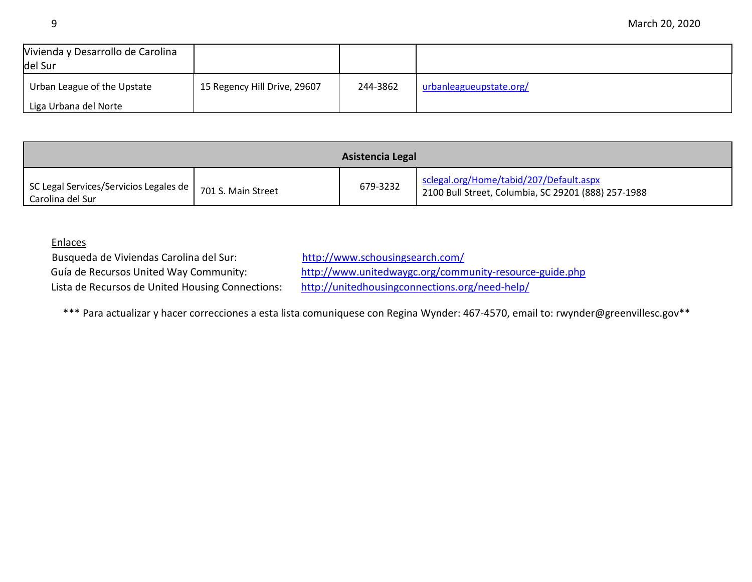| | | | |
|---|---|---|---|
| Vivienda y Desarrollo de Carolina del Sur | | | |
| Urban League of the Upstate<br>Liga Urbana del Norte | 15 Regency Hill Drive, 29607 | 244-3862 | urbanleagueupstate.org/ |

| Asistencia Legal | | | |
|---|---|---|---|
| SC Legal Services/Servicios Legales de Carolina del Sur | 701 S. Main Street | 679-3232 | sclegal.org/Home/tabid/207/Default.aspx<br>2100 Bull Street, Columbia, SC 29201 (888) 257-1988 |

Enlaces

Busqueda de Viviendas Carolina del Sur: http://www.schousingsearch.com/

Guía de Recursos United Way Community: http://www.unitedwaygc.org/community-resource-guide.php

Lista de Recursos de United Housing Connections: http://unitedhousingconnections.org/need-help/

*** Para actualizar y hacer correcciones a esta lista comuniquese con Regina Wynder: 467-4570, email to: rwynder@greenvillesc.gov**